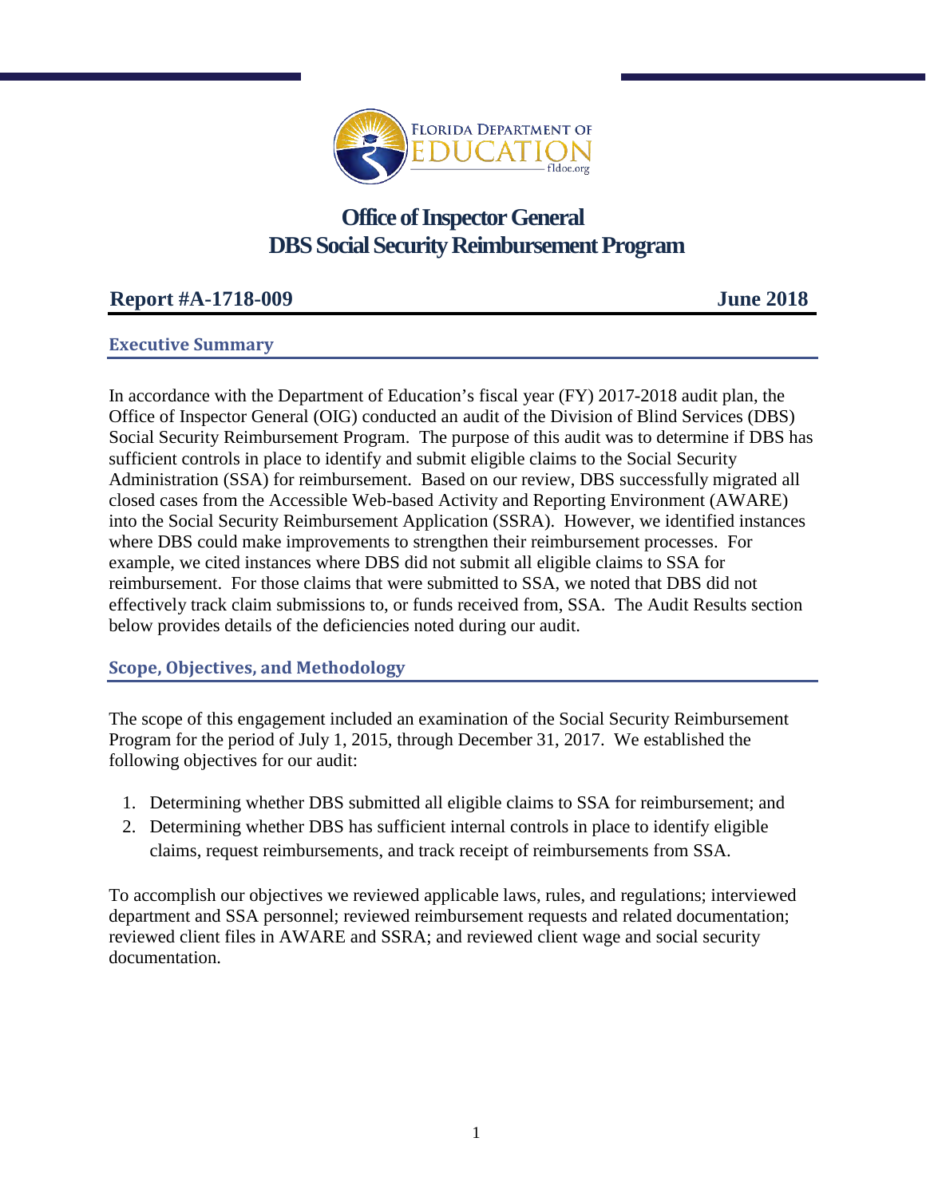# Office of Inspector General
# DBS Social Security Reimbursement Program

**Report #A-1718-009** **June 2018**

## Executive Summary

In accordance with the Department of Education's fiscal year (FY) 2017-2018 audit plan, the Office of Inspector General (OIG) conducted an audit of the Division of Blind Services (DBS) Social Security Reimbursement Program. The purpose of this audit was to determine if DBS has sufficient controls in place to identify and submit eligible claims to the Social Security Administration (SSA) for reimbursement. Based on our review, DBS successfully migrated all closed cases from the Accessible Web-based Activity and Reporting Environment (AWARE) into the Social Security Reimbursement Application (SSRA). However, we identified instances where DBS could make improvements to strengthen their reimbursement processes. For example, we cited instances where DBS did not submit all eligible claims to SSA for reimbursement. For those claims that were submitted to SSA, we noted that DBS did not effectively track claim submissions to, or funds received from, SSA. The Audit Results section below provides details of the deficiencies noted during our audit.

## Scope, Objectives, and Methodology

The scope of this engagement included an examination of the Social Security Reimbursement Program for the period of July 1, 2015, through December 31, 2017. We established the following objectives for our audit:

1. Determining whether DBS submitted all eligible claims to SSA for reimbursement; and
2. Determining whether DBS has sufficient internal controls in place to identify eligible claims, request reimbursements, and track receipt of reimbursements from SSA.

To accomplish our objectives we reviewed applicable laws, rules, and regulations; interviewed department and SSA personnel; reviewed reimbursement requests and related documentation; reviewed client files in AWARE and SSRA; and reviewed client wage and social security documentation.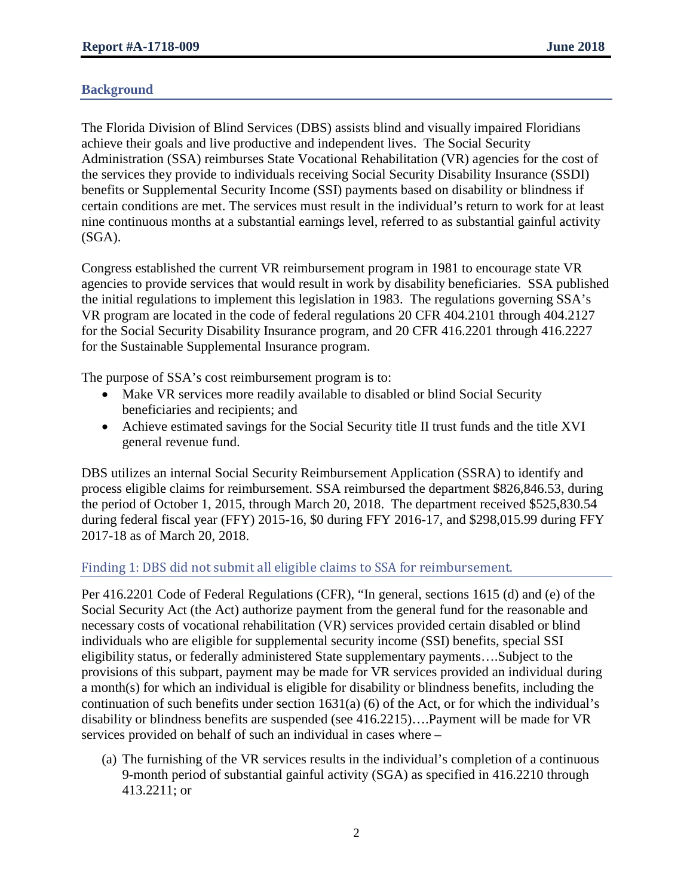## Background

The Florida Division of Blind Services (DBS) assists blind and visually impaired Floridians achieve their goals and live productive and independent lives. The Social Security Administration (SSA) reimburses State Vocational Rehabilitation (VR) agencies for the cost of the services they provide to individuals receiving Social Security Disability Insurance (SSDI) benefits or Supplemental Security Income (SSI) payments based on disability or blindness if certain conditions are met. The services must result in the individual's return to work for at least nine continuous months at a substantial earnings level, referred to as substantial gainful activity (SGA).

Congress established the current VR reimbursement program in 1981 to encourage state VR agencies to provide services that would result in work by disability beneficiaries. SSA published the initial regulations to implement this legislation in 1983. The regulations governing SSA's VR program are located in the code of federal regulations 20 CFR 404.2101 through 404.2127 for the Social Security Disability Insurance program, and 20 CFR 416.2201 through 416.2227 for the Sustainable Supplemental Insurance program.

The purpose of SSA's cost reimbursement program is to:

- Make VR services more readily available to disabled or blind Social Security beneficiaries and recipients; and
- Achieve estimated savings for the Social Security title II trust funds and the title XVI general revenue fund.

DBS utilizes an internal Social Security Reimbursement Application (SSRA) to identify and process eligible claims for reimbursement. SSA reimbursed the department $826,846.53, during the period of October 1, 2015, through March 20, 2018. The department received $525,830.54 during federal fiscal year (FFY) 2015-16, $0 during FFY 2016-17, and $298,015.99 during FFY 2017-18 as of March 20, 2018.

### Finding 1: DBS did not submit all eligible claims to SSA for reimbursement.

Per 416.2201 Code of Federal Regulations (CFR), "In general, sections 1615 (d) and (e) of the Social Security Act (the Act) authorize payment from the general fund for the reasonable and necessary costs of vocational rehabilitation (VR) services provided certain disabled or blind individuals who are eligible for supplemental security income (SSI) benefits, special SSI eligibility status, or federally administered State supplementary payments….Subject to the provisions of this subpart, payment may be made for VR services provided an individual during a month(s) for which an individual is eligible for disability or blindness benefits, including the continuation of such benefits under section 1631(a) (6) of the Act, or for which the individual's disability or blindness benefits are suspended (see 416.2215)….Payment will be made for VR services provided on behalf of such an individual in cases where –

(a) The furnishing of the VR services results in the individual's completion of a continuous 9-month period of substantial gainful activity (SGA) as specified in 416.2210 through 413.2211; or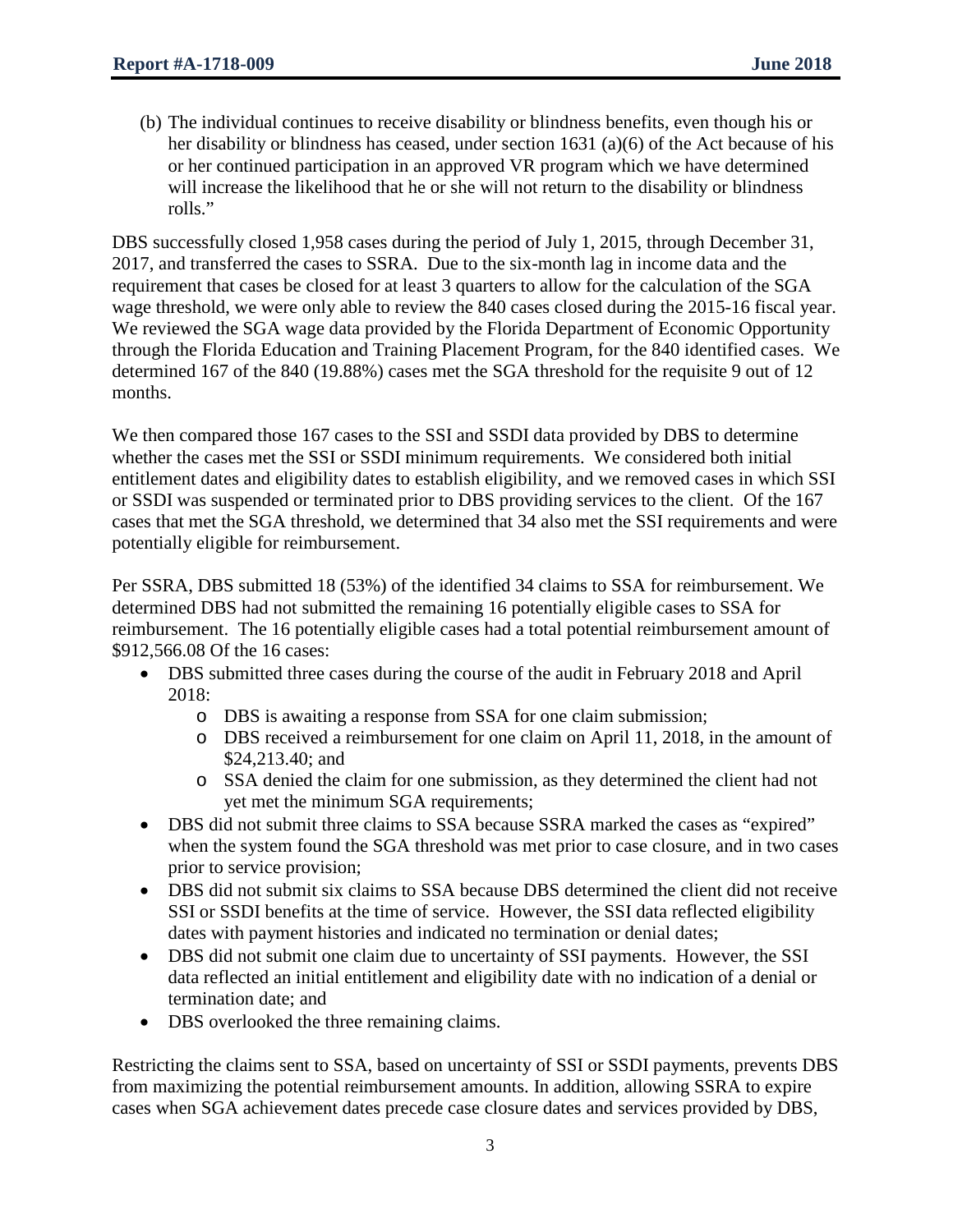(b) The individual continues to receive disability or blindness benefits, even though his or her disability or blindness has ceased, under section 1631 (a)(6) of the Act because of his or her continued participation in an approved VR program which we have determined will increase the likelihood that he or she will not return to the disability or blindness rolls."

DBS successfully closed 1,958 cases during the period of July 1, 2015, through December 31, 2017, and transferred the cases to SSRA. Due to the six-month lag in income data and the requirement that cases be closed for at least 3 quarters to allow for the calculation of the SGA wage threshold, we were only able to review the 840 cases closed during the 2015-16 fiscal year. We reviewed the SGA wage data provided by the Florida Department of Economic Opportunity through the Florida Education and Training Placement Program, for the 840 identified cases. We determined 167 of the 840 (19.88%) cases met the SGA threshold for the requisite 9 out of 12 months.

We then compared those 167 cases to the SSI and SSDI data provided by DBS to determine whether the cases met the SSI or SSDI minimum requirements. We considered both initial entitlement dates and eligibility dates to establish eligibility, and we removed cases in which SSI or SSDI was suspended or terminated prior to DBS providing services to the client. Of the 167 cases that met the SGA threshold, we determined that 34 also met the SSI requirements and were potentially eligible for reimbursement.

Per SSRA, DBS submitted 18 (53%) of the identified 34 claims to SSA for reimbursement. We determined DBS had not submitted the remaining 16 potentially eligible cases to SSA for reimbursement. The 16 potentially eligible cases had a total potential reimbursement amount of $912,566.08 Of the 16 cases:

- DBS submitted three cases during the course of the audit in February 2018 and April 2018:
  - DBS is awaiting a response from SSA for one claim submission;
  - DBS received a reimbursement for one claim on April 11, 2018, in the amount of $24,213.40; and
  - SSA denied the claim for one submission, as they determined the client had not yet met the minimum SGA requirements;
- DBS did not submit three claims to SSA because SSRA marked the cases as "expired" when the system found the SGA threshold was met prior to case closure, and in two cases prior to service provision;
- DBS did not submit six claims to SSA because DBS determined the client did not receive SSI or SSDI benefits at the time of service. However, the SSI data reflected eligibility dates with payment histories and indicated no termination or denial dates;
- DBS did not submit one claim due to uncertainty of SSI payments. However, the SSI data reflected an initial entitlement and eligibility date with no indication of a denial or termination date; and
- DBS overlooked the three remaining claims.

Restricting the claims sent to SSA, based on uncertainty of SSI or SSDI payments, prevents DBS from maximizing the potential reimbursement amounts. In addition, allowing SSRA to expire cases when SGA achievement dates precede case closure dates and services provided by DBS,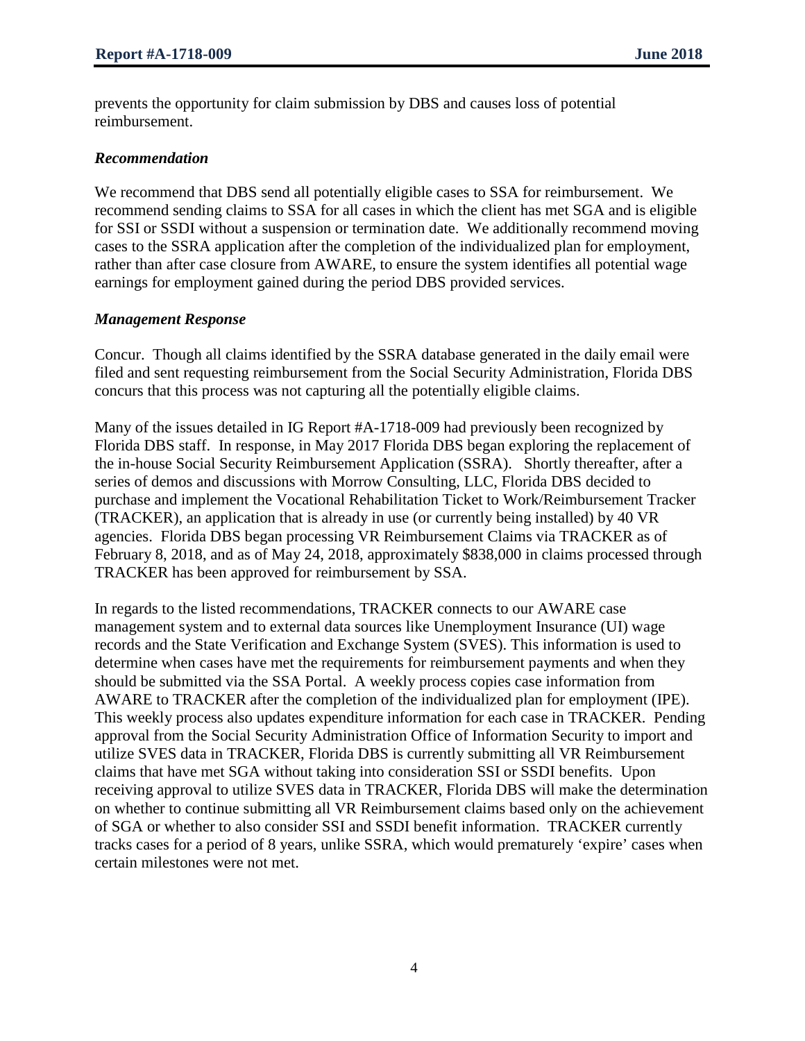prevents the opportunity for claim submission by DBS and causes loss of potential reimbursement.

### *Recommendation*

We recommend that DBS send all potentially eligible cases to SSA for reimbursement. We recommend sending claims to SSA for all cases in which the client has met SGA and is eligible for SSI or SSDI without a suspension or termination date. We additionally recommend moving cases to the SSRA application after the completion of the individualized plan for employment, rather than after case closure from AWARE, to ensure the system identifies all potential wage earnings for employment gained during the period DBS provided services.

### *Management Response*

Concur. Though all claims identified by the SSRA database generated in the daily email were filed and sent requesting reimbursement from the Social Security Administration, Florida DBS concurs that this process was not capturing all the potentially eligible claims.

Many of the issues detailed in IG Report #A-1718-009 had previously been recognized by Florida DBS staff. In response, in May 2017 Florida DBS began exploring the replacement of the in-house Social Security Reimbursement Application (SSRA). Shortly thereafter, after a series of demos and discussions with Morrow Consulting, LLC, Florida DBS decided to purchase and implement the Vocational Rehabilitation Ticket to Work/Reimbursement Tracker (TRACKER), an application that is already in use (or currently being installed) by 40 VR agencies. Florida DBS began processing VR Reimbursement Claims via TRACKER as of February 8, 2018, and as of May 24, 2018, approximately $838,000 in claims processed through TRACKER has been approved for reimbursement by SSA.

In regards to the listed recommendations, TRACKER connects to our AWARE case management system and to external data sources like Unemployment Insurance (UI) wage records and the State Verification and Exchange System (SVES). This information is used to determine when cases have met the requirements for reimbursement payments and when they should be submitted via the SSA Portal. A weekly process copies case information from AWARE to TRACKER after the completion of the individualized plan for employment (IPE). This weekly process also updates expenditure information for each case in TRACKER. Pending approval from the Social Security Administration Office of Information Security to import and utilize SVES data in TRACKER, Florida DBS is currently submitting all VR Reimbursement claims that have met SGA without taking into consideration SSI or SSDI benefits. Upon receiving approval to utilize SVES data in TRACKER, Florida DBS will make the determination on whether to continue submitting all VR Reimbursement claims based only on the achievement of SGA or whether to also consider SSI and SSDI benefit information. TRACKER currently tracks cases for a period of 8 years, unlike SSRA, which would prematurely 'expire' cases when certain milestones were not met.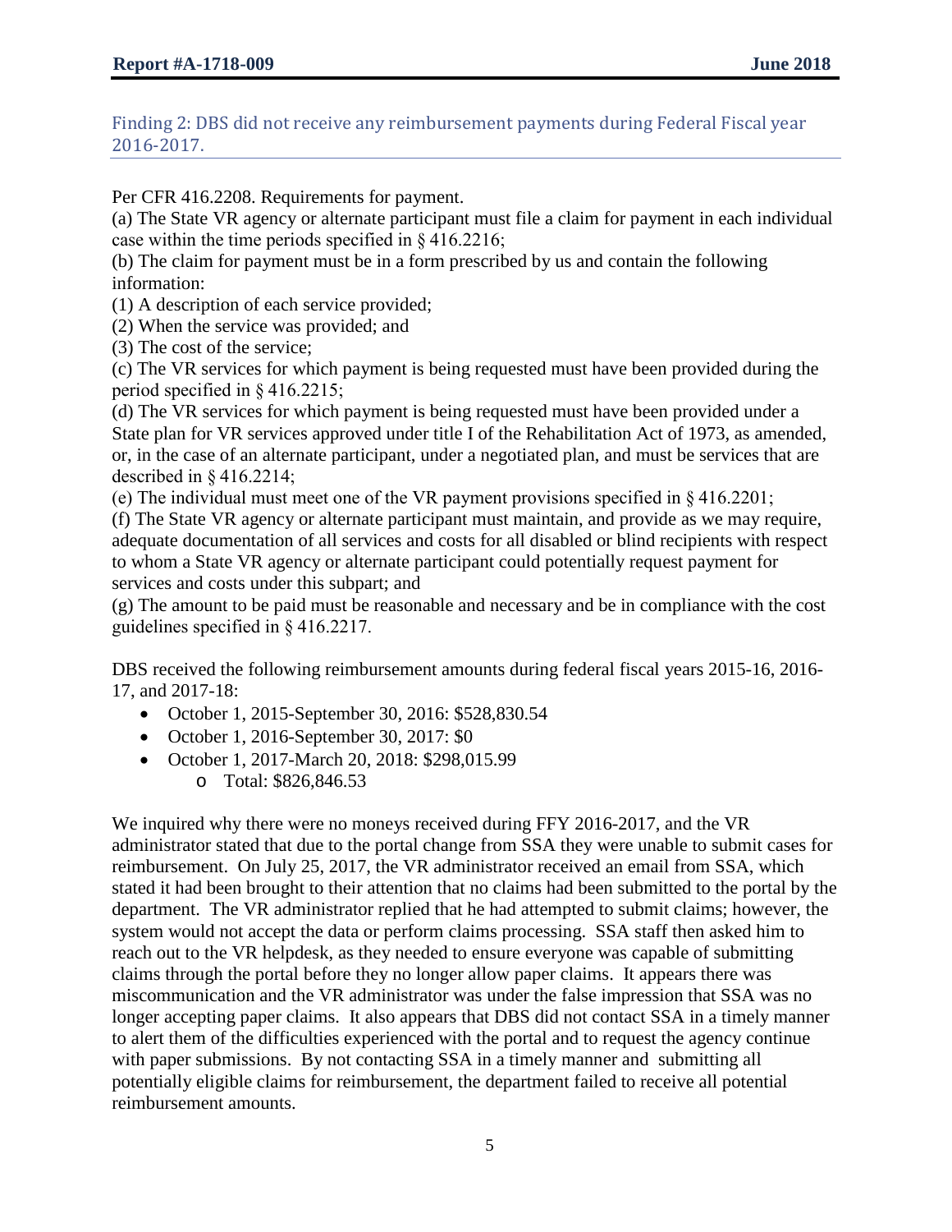## Finding 2: DBS did not receive any reimbursement payments during Federal Fiscal year 2016-2017.

Per CFR 416.2208. Requirements for payment.

(a) The State VR agency or alternate participant must file a claim for payment in each individual case within the time periods specified in § 416.2216;

(b) The claim for payment must be in a form prescribed by us and contain the following information:

(1) A description of each service provided;

(2) When the service was provided; and

(3) The cost of the service;

(c) The VR services for which payment is being requested must have been provided during the period specified in § 416.2215;

(d) The VR services for which payment is being requested must have been provided under a State plan for VR services approved under title I of the Rehabilitation Act of 1973, as amended, or, in the case of an alternate participant, under a negotiated plan, and must be services that are described in § 416.2214;

(e) The individual must meet one of the VR payment provisions specified in § 416.2201;

(f) The State VR agency or alternate participant must maintain, and provide as we may require, adequate documentation of all services and costs for all disabled or blind recipients with respect to whom a State VR agency or alternate participant could potentially request payment for services and costs under this subpart; and

(g) The amount to be paid must be reasonable and necessary and be in compliance with the cost guidelines specified in § 416.2217.

DBS received the following reimbursement amounts during federal fiscal years 2015-16, 2016-17, and 2017-18:

- October 1, 2015-September 30, 2016: $528,830.54
- October 1, 2016-September 30, 2017: $0
- October 1, 2017-March 20, 2018: $298,015.99
  - Total: $826,846.53

We inquired why there were no moneys received during FFY 2016-2017, and the VR administrator stated that due to the portal change from SSA they were unable to submit cases for reimbursement. On July 25, 2017, the VR administrator received an email from SSA, which stated it had been brought to their attention that no claims had been submitted to the portal by the department. The VR administrator replied that he had attempted to submit claims; however, the system would not accept the data or perform claims processing. SSA staff then asked him to reach out to the VR helpdesk, as they needed to ensure everyone was capable of submitting claims through the portal before they no longer allow paper claims. It appears there was miscommunication and the VR administrator was under the false impression that SSA was no longer accepting paper claims. It also appears that DBS did not contact SSA in a timely manner to alert them of the difficulties experienced with the portal and to request the agency continue with paper submissions. By not contacting SSA in a timely manner and submitting all potentially eligible claims for reimbursement, the department failed to receive all potential reimbursement amounts.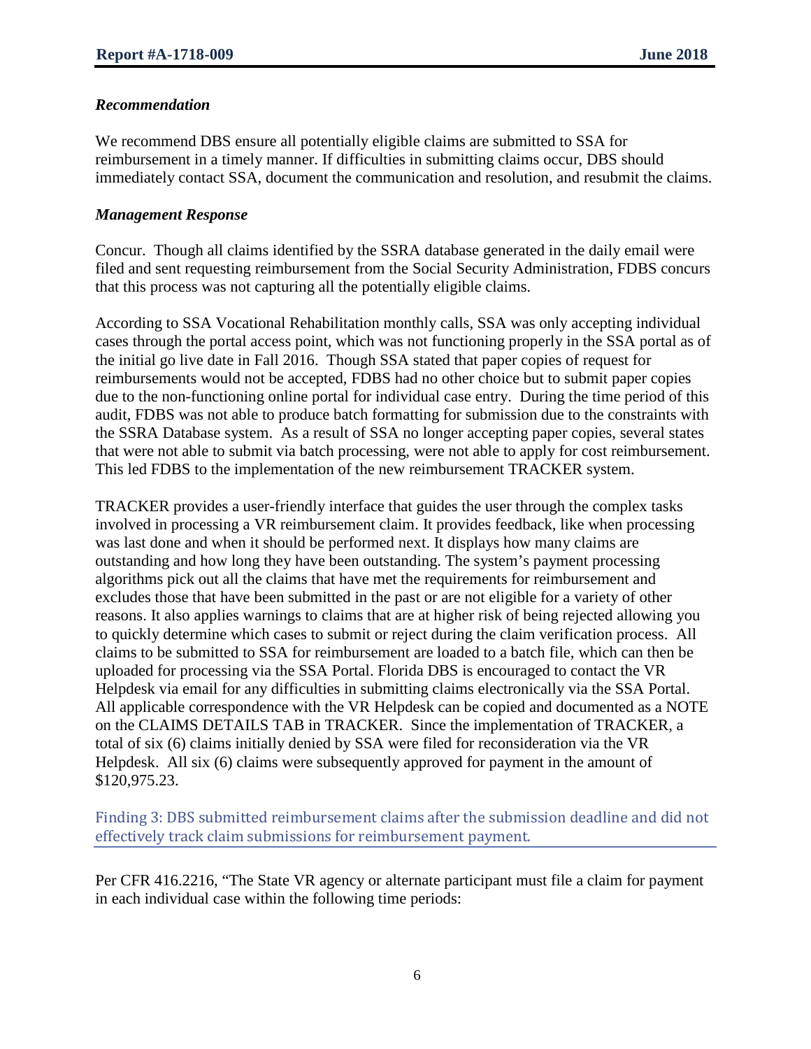### *Recommendation*

We recommend DBS ensure all potentially eligible claims are submitted to SSA for reimbursement in a timely manner. If difficulties in submitting claims occur, DBS should immediately contact SSA, document the communication and resolution, and resubmit the claims.

### *Management Response*

Concur. Though all claims identified by the SSRA database generated in the daily email were filed and sent requesting reimbursement from the Social Security Administration, FDBS concurs that this process was not capturing all the potentially eligible claims.

According to SSA Vocational Rehabilitation monthly calls, SSA was only accepting individual cases through the portal access point, which was not functioning properly in the SSA portal as of the initial go live date in Fall 2016. Though SSA stated that paper copies of request for reimbursements would not be accepted, FDBS had no other choice but to submit paper copies due to the non-functioning online portal for individual case entry. During the time period of this audit, FDBS was not able to produce batch formatting for submission due to the constraints with the SSRA Database system. As a result of SSA no longer accepting paper copies, several states that were not able to submit via batch processing, were not able to apply for cost reimbursement. This led FDBS to the implementation of the new reimbursement TRACKER system.

TRACKER provides a user-friendly interface that guides the user through the complex tasks involved in processing a VR reimbursement claim. It provides feedback, like when processing was last done and when it should be performed next. It displays how many claims are outstanding and how long they have been outstanding. The system's payment processing algorithms pick out all the claims that have met the requirements for reimbursement and excludes those that have been submitted in the past or are not eligible for a variety of other reasons. It also applies warnings to claims that are at higher risk of being rejected allowing you to quickly determine which cases to submit or reject during the claim verification process. All claims to be submitted to SSA for reimbursement are loaded to a batch file, which can then be uploaded for processing via the SSA Portal. Florida DBS is encouraged to contact the VR Helpdesk via email for any difficulties in submitting claims electronically via the SSA Portal. All applicable correspondence with the VR Helpdesk can be copied and documented as a NOTE on the CLAIMS DETAILS TAB in TRACKER. Since the implementation of TRACKER, a total of six (6) claims initially denied by SSA were filed for reconsideration via the VR Helpdesk. All six (6) claims were subsequently approved for payment in the amount of $120,975.23.

## Finding 3: DBS submitted reimbursement claims after the submission deadline and did not effectively track claim submissions for reimbursement payment.

Per CFR 416.2216, "The State VR agency or alternate participant must file a claim for payment in each individual case within the following time periods: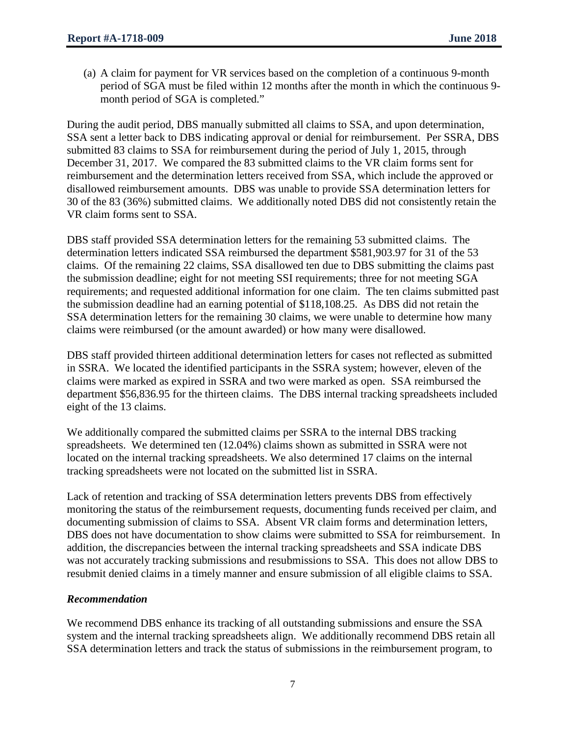(a) A claim for payment for VR services based on the completion of a continuous 9-month period of SGA must be filed within 12 months after the month in which the continuous 9-month period of SGA is completed."

During the audit period, DBS manually submitted all claims to SSA, and upon determination, SSA sent a letter back to DBS indicating approval or denial for reimbursement. Per SSRA, DBS submitted 83 claims to SSA for reimbursement during the period of July 1, 2015, through December 31, 2017. We compared the 83 submitted claims to the VR claim forms sent for reimbursement and the determination letters received from SSA, which include the approved or disallowed reimbursement amounts. DBS was unable to provide SSA determination letters for 30 of the 83 (36%) submitted claims. We additionally noted DBS did not consistently retain the VR claim forms sent to SSA.

DBS staff provided SSA determination letters for the remaining 53 submitted claims. The determination letters indicated SSA reimbursed the department $581,903.97 for 31 of the 53 claims. Of the remaining 22 claims, SSA disallowed ten due to DBS submitting the claims past the submission deadline; eight for not meeting SSI requirements; three for not meeting SGA requirements; and requested additional information for one claim. The ten claims submitted past the submission deadline had an earning potential of $118,108.25. As DBS did not retain the SSA determination letters for the remaining 30 claims, we were unable to determine how many claims were reimbursed (or the amount awarded) or how many were disallowed.

DBS staff provided thirteen additional determination letters for cases not reflected as submitted in SSRA. We located the identified participants in the SSRA system; however, eleven of the claims were marked as expired in SSRA and two were marked as open. SSA reimbursed the department $56,836.95 for the thirteen claims. The DBS internal tracking spreadsheets included eight of the 13 claims.

We additionally compared the submitted claims per SSRA to the internal DBS tracking spreadsheets. We determined ten (12.04%) claims shown as submitted in SSRA were not located on the internal tracking spreadsheets. We also determined 17 claims on the internal tracking spreadsheets were not located on the submitted list in SSRA.

Lack of retention and tracking of SSA determination letters prevents DBS from effectively monitoring the status of the reimbursement requests, documenting funds received per claim, and documenting submission of claims to SSA. Absent VR claim forms and determination letters, DBS does not have documentation to show claims were submitted to SSA for reimbursement. In addition, the discrepancies between the internal tracking spreadsheets and SSA indicate DBS was not accurately tracking submissions and resubmissions to SSA. This does not allow DBS to resubmit denied claims in a timely manner and ensure submission of all eligible claims to SSA.

### *Recommendation*

We recommend DBS enhance its tracking of all outstanding submissions and ensure the SSA system and the internal tracking spreadsheets align. We additionally recommend DBS retain all SSA determination letters and track the status of submissions in the reimbursement program, to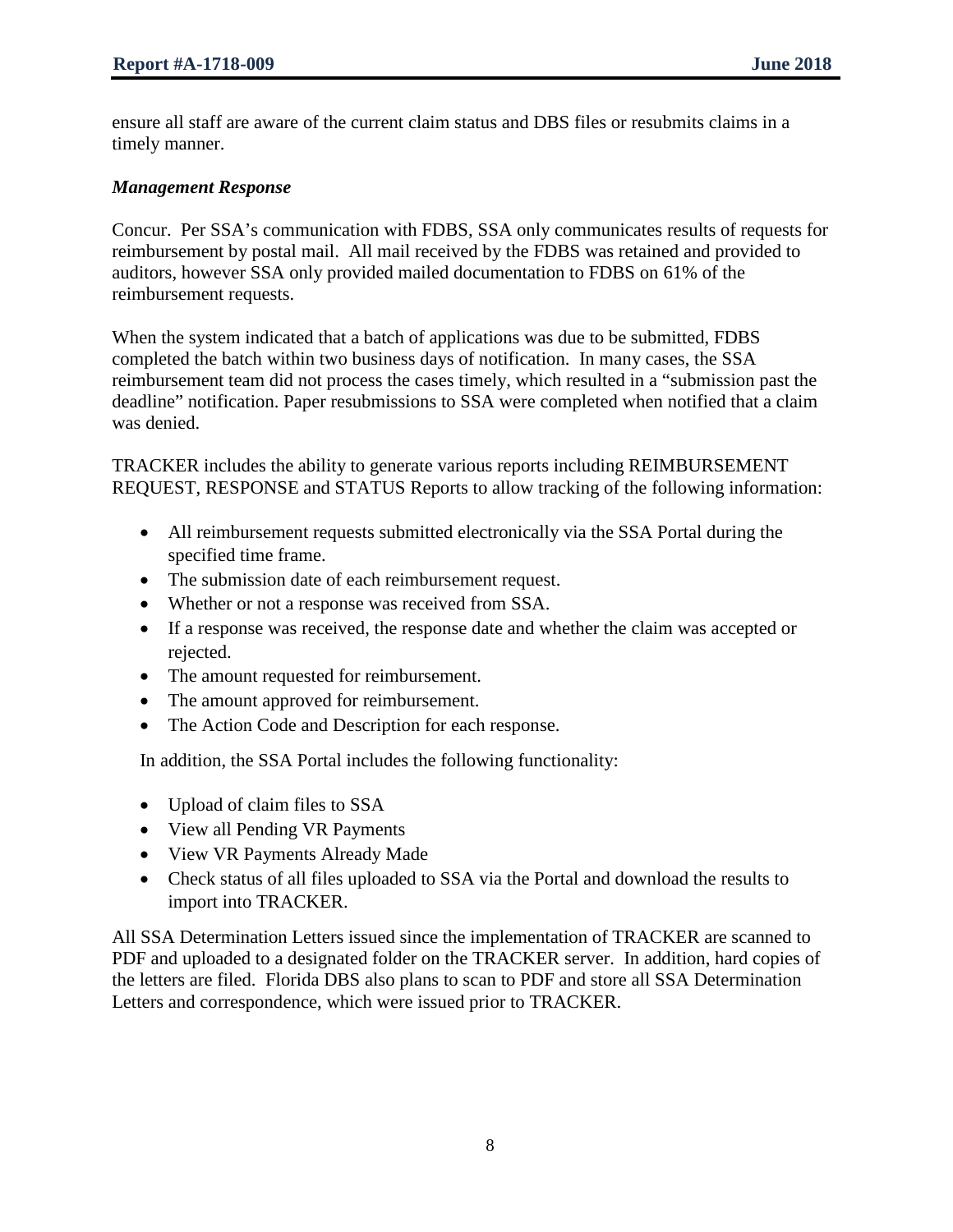ensure all staff are aware of the current claim status and DBS files or resubmits claims in a timely manner.

### *Management Response*

Concur. Per SSA's communication with FDBS, SSA only communicates results of requests for reimbursement by postal mail. All mail received by the FDBS was retained and provided to auditors, however SSA only provided mailed documentation to FDBS on 61% of the reimbursement requests.

When the system indicated that a batch of applications was due to be submitted, FDBS completed the batch within two business days of notification. In many cases, the SSA reimbursement team did not process the cases timely, which resulted in a "submission past the deadline" notification. Paper resubmissions to SSA were completed when notified that a claim was denied.

TRACKER includes the ability to generate various reports including REIMBURSEMENT REQUEST, RESPONSE and STATUS Reports to allow tracking of the following information:

- All reimbursement requests submitted electronically via the SSA Portal during the specified time frame.
- The submission date of each reimbursement request.
- Whether or not a response was received from SSA.
- If a response was received, the response date and whether the claim was accepted or rejected.
- The amount requested for reimbursement.
- The amount approved for reimbursement.
- The Action Code and Description for each response.

In addition, the SSA Portal includes the following functionality:

- Upload of claim files to SSA
- View all Pending VR Payments
- View VR Payments Already Made
- Check status of all files uploaded to SSA via the Portal and download the results to import into TRACKER.

All SSA Determination Letters issued since the implementation of TRACKER are scanned to PDF and uploaded to a designated folder on the TRACKER server. In addition, hard copies of the letters are filed. Florida DBS also plans to scan to PDF and store all SSA Determination Letters and correspondence, which were issued prior to TRACKER.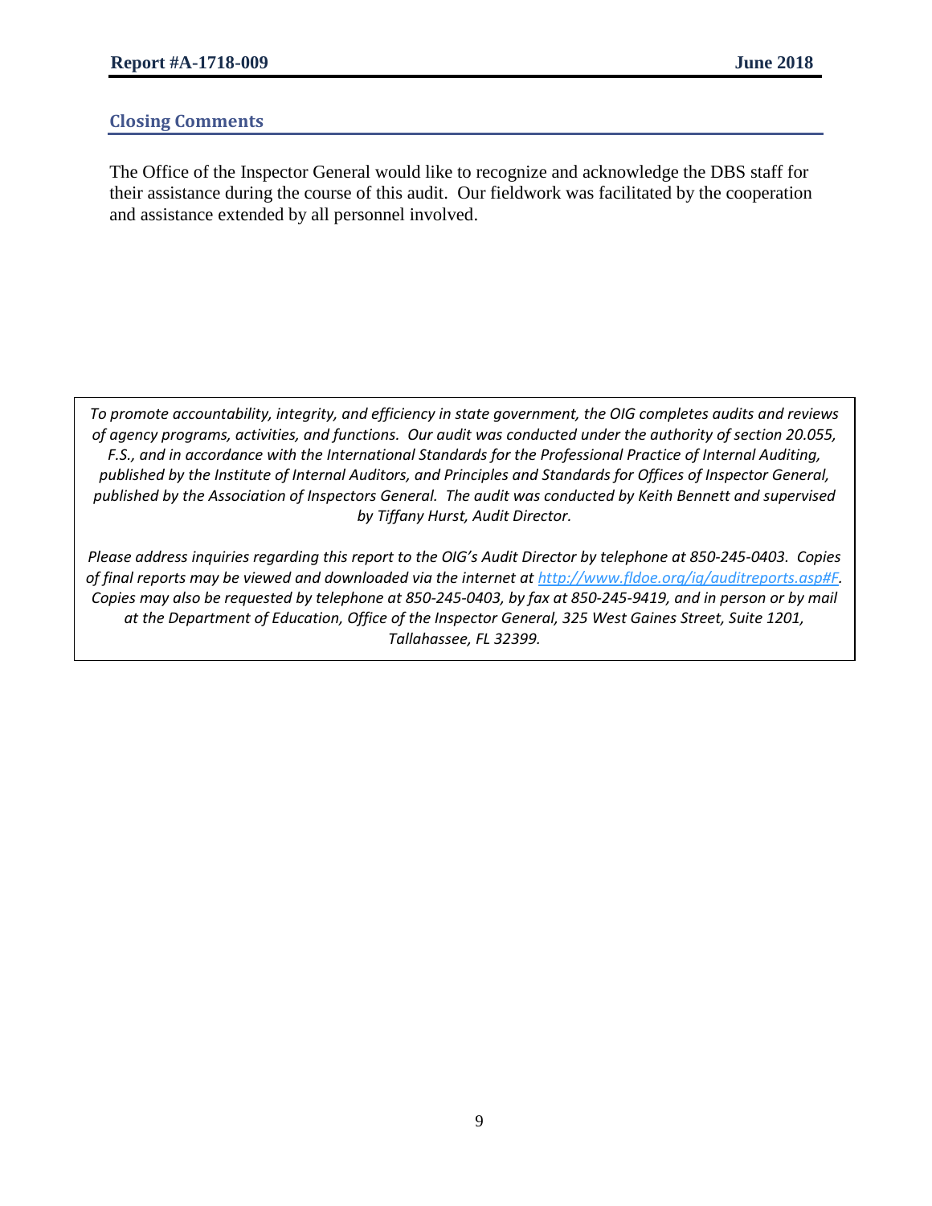## Closing Comments

The Office of the Inspector General would like to recognize and acknowledge the DBS staff for their assistance during the course of this audit. Our fieldwork was facilitated by the cooperation and assistance extended by all personnel involved.

*To promote accountability, integrity, and efficiency in state government, the OIG completes audits and reviews of agency programs, activities, and functions. Our audit was conducted under the authority of section 20.055, F.S., and in accordance with the International Standards for the Professional Practice of Internal Auditing, published by the Institute of Internal Auditors, and Principles and Standards for Offices of Inspector General, published by the Association of Inspectors General. The audit was conducted by Keith Bennett and supervised by Tiffany Hurst, Audit Director.*

*Please address inquiries regarding this report to the OIG's Audit Director by telephone at 850-245-0403. Copies of final reports may be viewed and downloaded via the internet at http://www.fldoe.org/ig/auditreports.asp#F. Copies may also be requested by telephone at 850-245-0403, by fax at 850-245-9419, and in person or by mail at the Department of Education, Office of the Inspector General, 325 West Gaines Street, Suite 1201, Tallahassee, FL 32399.*